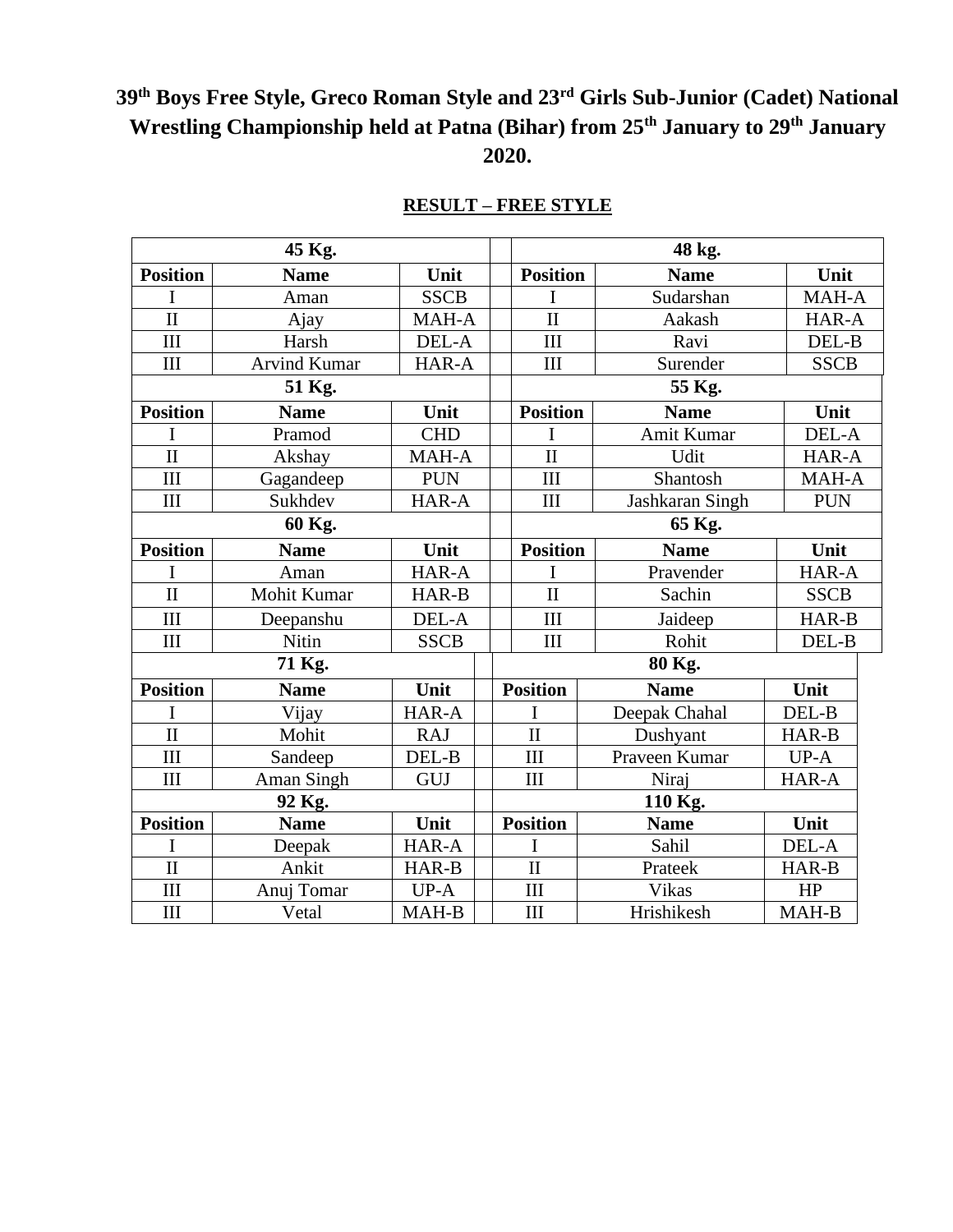# 39th Boys Free Style, Greco Roman Style and 23rd Girls Sub-Junior (Cadet) National Wrestling Championship held at Patna (Bihar) from 25th January to 29th January 2020.

**RESULT – FREE STYLE**

| 45 Kg. | | | | 48 kg. | | |
|---|---|---|---|---|---|---|
| **Position** | **Name** | **Unit** | | **Position** | **Name** | **Unit** |
| I | Aman | SSCB | | I | Sudarshan | MAH-A |
| II | Ajay | MAH-A | | II | Aakash | HAR-A |
| III | Harsh | DEL-A | | III | Ravi | DEL-B |
| III | Arvind Kumar | HAR-A | | III | Surender | SSCB |
| **51 Kg.** | | | | **55 Kg.** | | |
| **Position** | **Name** | **Unit** | | **Position** | **Name** | **Unit** |
| I | Pramod | CHD | | I | Amit Kumar | DEL-A |
| II | Akshay | MAH-A | | II | Udit | HAR-A |
| III | Gagandeep | PUN | | III | Shantosh | MAH-A |
| III | Sukhdev | HAR-A | | III | Jashkaran Singh | PUN |
| **60 Kg.** | | | | **65 Kg.** | | |
| **Position** | **Name** | **Unit** | | **Position** | **Name** | **Unit** |
| I | Aman | HAR-A | | I | Pravender | HAR-A |
| II | Mohit Kumar | HAR-B | | II | Sachin | SSCB |
| III | Deepanshu | DEL-A | | III | Jaideep | HAR-B |
| III | Nitin | SSCB | | III | Rohit | DEL-B |
| **71 Kg.** | | | | **80 Kg.** | | |
| **Position** | **Name** | **Unit** | | **Position** | **Name** | **Unit** |
| I | Vijay | HAR-A | | I | Deepak Chahal | DEL-B |
| II | Mohit | RAJ | | II | Dushyant | HAR-B |
| III | Sandeep | DEL-B | | III | Praveen Kumar | UP-A |
| III | Aman Singh | GUJ | | III | Niraj | HAR-A |
| **92 Kg.** | | | | **110 Kg.** | | |
| **Position** | **Name** | **Unit** | | **Position** | **Name** | **Unit** |
| I | Deepak | HAR-A | | I | Sahil | DEL-A |
| II | Ankit | HAR-B | | II | Prateek | HAR-B |
| III | Anuj Tomar | UP-A | | III | Vikas | HP |
| III | Vetal | MAH-B | | III | Hrishikesh | MAH-B |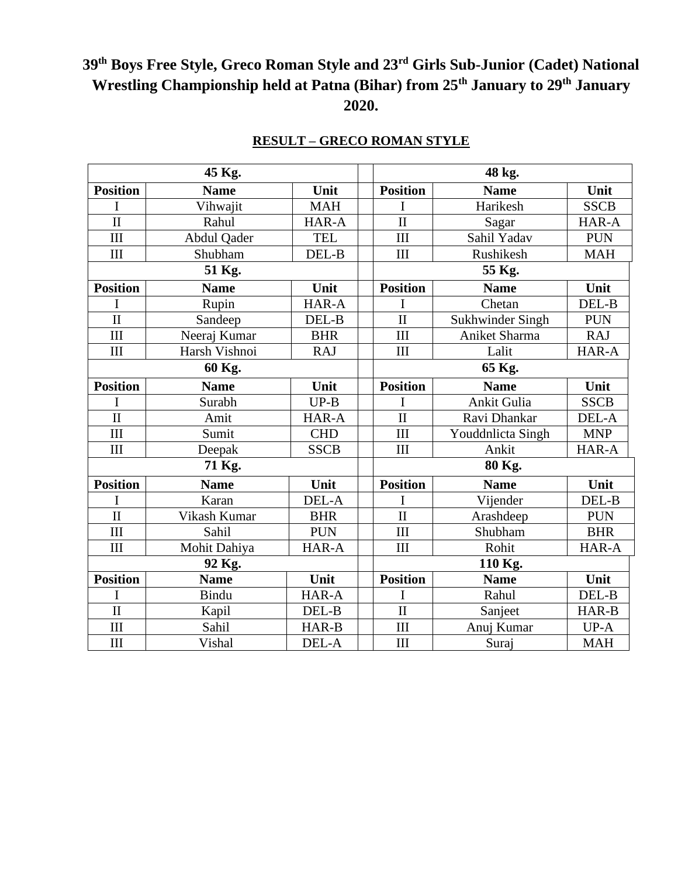# 39th Boys Free Style, Greco Roman Style and 23rd Girls Sub-Junior (Cadet) National Wrestling Championship held at Patna (Bihar) from 25th January to 29th January 2020.

## RESULT – GRECO ROMAN STYLE

| 45 Kg. | | | | 48 kg. | | |
|---|---|---|---|---|---|---|
| **Position** | **Name** | **Unit** | | **Position** | **Name** | **Unit** |
| I | Vihwajit | MAH | | I | Harikesh | SSCB |
| II | Rahul | HAR-A | | II | Sagar | HAR-A |
| III | Abdul Qader | TEL | | III | Sahil Yadav | PUN |
| III | Shubham | DEL-B | | III | Rushikesh | MAH |
| **51 Kg.** | | | | **55 Kg.** | | |
| **Position** | **Name** | **Unit** | | **Position** | **Name** | **Unit** |
| I | Rupin | HAR-A | | I | Chetan | DEL-B |
| II | Sandeep | DEL-B | | II | Sukhwinder Singh | PUN |
| III | Neeraj Kumar | BHR | | III | Aniket Sharma | RAJ |
| III | Harsh Vishnoi | RAJ | | III | Lalit | HAR-A |
| **60 Kg.** | | | | **65 Kg.** | | |
| **Position** | **Name** | **Unit** | | **Position** | **Name** | **Unit** |
| I | Surabh | UP-B | | I | Ankit Gulia | SSCB |
| II | Amit | HAR-A | | II | Ravi Dhankar | DEL-A |
| III | Sumit | CHD | | III | Youddnlicta Singh | MNP |
| III | Deepak | SSCB | | III | Ankit | HAR-A |
| **71 Kg.** | | | | **80 Kg.** | | |
| **Position** | **Name** | **Unit** | | **Position** | **Name** | **Unit** |
| I | Karan | DEL-A | | I | Vijender | DEL-B |
| II | Vikash Kumar | BHR | | II | Arashdeep | PUN |
| III | Sahil | PUN | | III | Shubham | BHR |
| III | Mohit Dahiya | HAR-A | | III | Rohit | HAR-A |
| **92 Kg.** | | | | **110 Kg.** | | |
| **Position** | **Name** | **Unit** | | **Position** | **Name** | **Unit** |
| I | Bindu | HAR-A | | I | Rahul | DEL-B |
| II | Kapil | DEL-B | | II | Sanjeet | HAR-B |
| III | Sahil | HAR-B | | III | Anuj Kumar | UP-A |
| III | Vishal | DEL-A | | III | Suraj | MAH |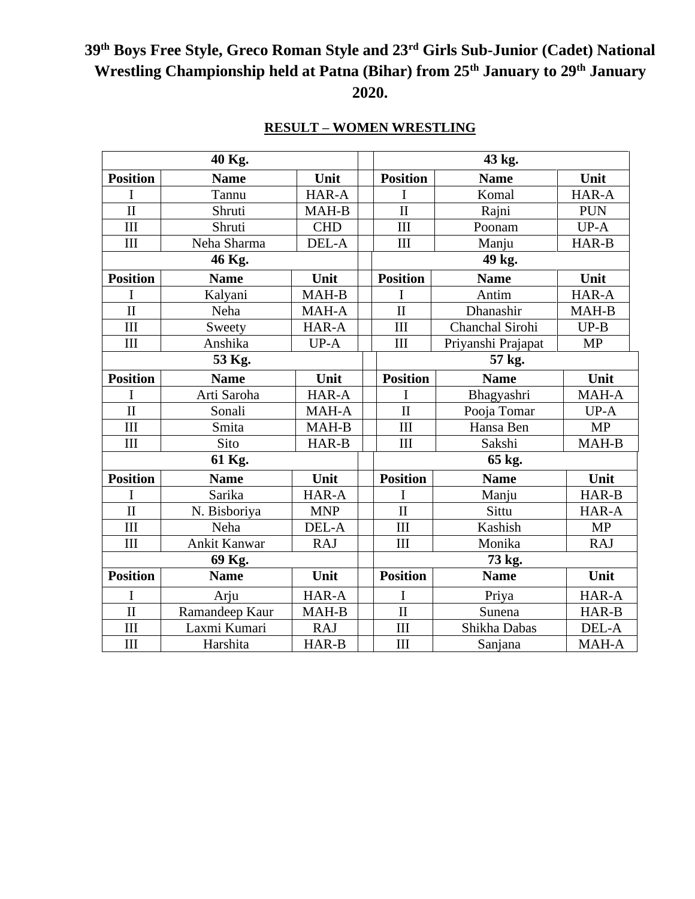# 39th Boys Free Style, Greco Roman Style and 23rd Girls Sub-Junior (Cadet) National Wrestling Championship held at Patna (Bihar) from 25th January to 29th January 2020.

## RESULT – WOMEN WRESTLING

| 40 Kg. | | | | 43 kg. | | |
|---|---|---|---|---|---|---|
| **Position** | **Name** | **Unit** | | **Position** | **Name** | **Unit** |
| I | Tannu | HAR-A | | I | Komal | HAR-A |
| II | Shruti | MAH-B | | II | Rajni | PUN |
| III | Shruti | CHD | | III | Poonam | UP-A |
| III | Neha Sharma | DEL-A | | III | Manju | HAR-B |
| **46 Kg.** | | | | **49 kg.** | | |
| **Position** | **Name** | **Unit** | | **Position** | **Name** | **Unit** |
| I | Kalyani | MAH-B | | I | Antim | HAR-A |
| II | Neha | MAH-A | | II | Dhanashir | MAH-B |
| III | Sweety | HAR-A | | III | Chanchal Sirohi | UP-B |
| III | Anshika | UP-A | | III | Priyanshi Prajapat | MP |
| **53 Kg.** | | | | **57 kg.** | | |
| **Position** | **Name** | **Unit** | | **Position** | **Name** | **Unit** |
| I | Arti Saroha | HAR-A | | I | Bhagyashri | MAH-A |
| II | Sonali | MAH-A | | II | Pooja Tomar | UP-A |
| III | Smita | MAH-B | | III | Hansa Ben | MP |
| III | Sito | HAR-B | | III | Sakshi | MAH-B |
| **61 Kg.** | | | | **65 kg.** | | |
| **Position** | **Name** | **Unit** | | **Position** | **Name** | **Unit** |
| I | Sarika | HAR-A | | I | Manju | HAR-B |
| II | N. Bisboriya | MNP | | II | Sittu | HAR-A |
| III | Neha | DEL-A | | III | Kashish | MP |
| III | Ankit Kanwar | RAJ | | III | Monika | RAJ |
| **69 Kg.** | | | | **73 kg.** | | |
| **Position** | **Name** | **Unit** | | **Position** | **Name** | **Unit** |
| I | Arju | HAR-A | | I | Priya | HAR-A |
| II | Ramandeep Kaur | MAH-B | | II | Sunena | HAR-B |
| III | Laxmi Kumari | RAJ | | III | Shikha Dabas | DEL-A |
| III | Harshita | HAR-B | | III | Sanjana | MAH-A |